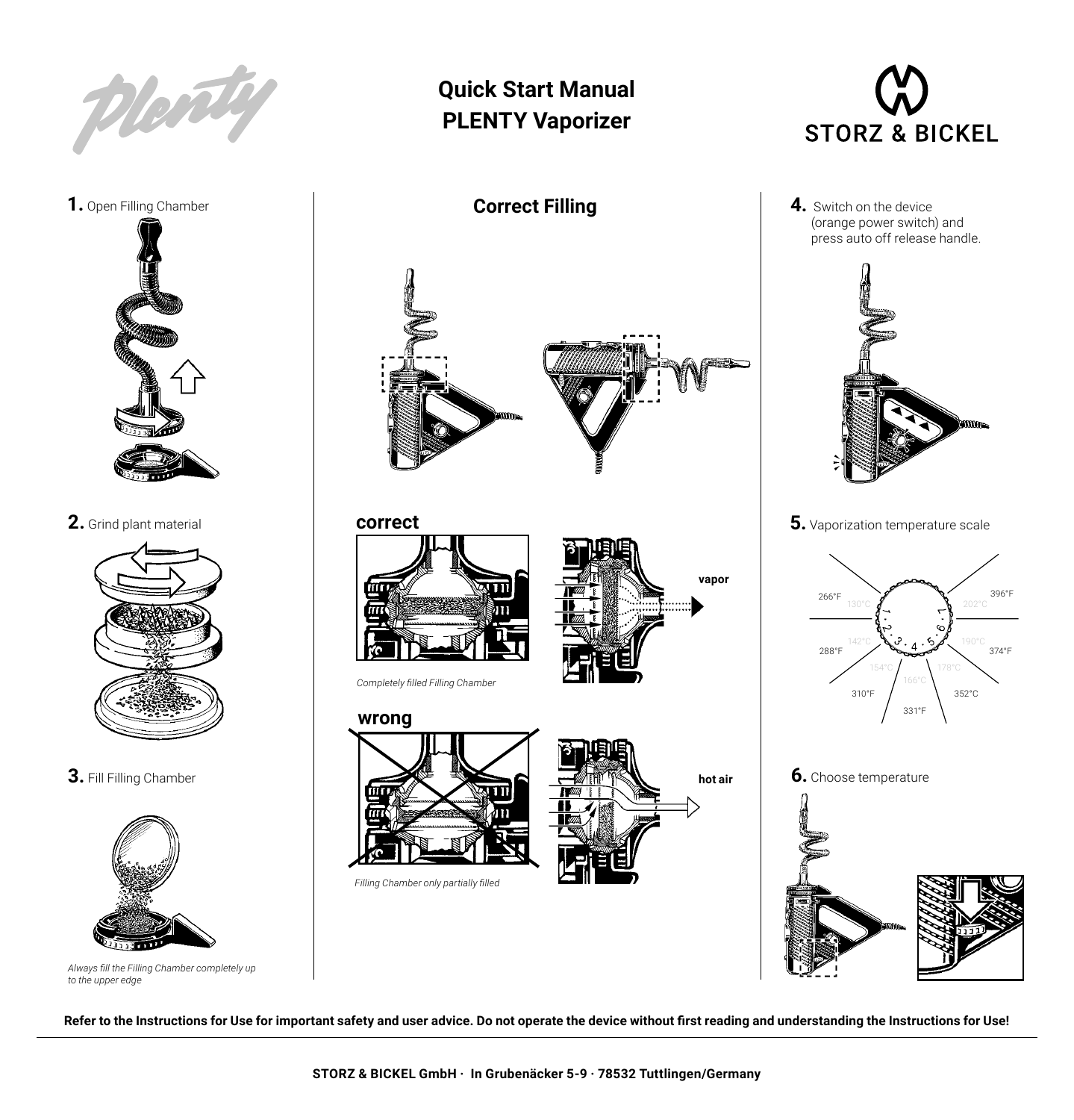# Quick Start Manual
# PLENTY Vaporizer

STORZ & BICKEL

**1.** Open Filling Chamber

**2.** Grind plant material

**3.** Fill Filling Chamber

*Always fill the Filling Chamber completely up to the upper edge*

## Correct Filling

**correct**

*Completely filled Filling Chamber*

vapor

**wrong**

*Filling Chamber only partially filled*

hot air

**4.** Switch on the device (orange power switch) and press auto off release handle.

**5.** Vaporization temperature scale

| Setting | °C | °F |
|---|---|---|
| 1 | 130°C | 266°F |
| 2 | 142°C | 288°F |
| 3 | 154°C | 310°F |
| 4 | 166°C | 331°F |
| 5 | 178°C | 352°C |
| 6 | 190°C | 374°F |
| 7 | 202°C | 396°F |

**6.** Choose temperature

**Refer to the Instructions for Use for important safety and user advice. Do not operate the device without first reading and understanding the Instructions for Use!**

**STORZ & BICKEL GmbH · In Grubenäcker 5-9 · 78532 Tuttlingen/Germany**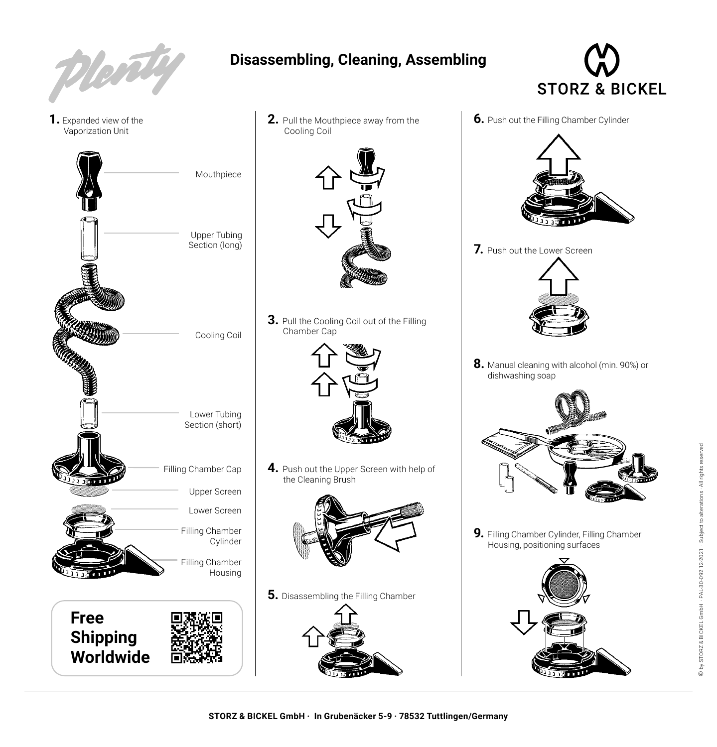Plenty

# Disassembling, Cleaning, Assembling

STORZ & BICKEL

**1.** Expanded view of the Vaporization Unit

Mouthpiece

Upper Tubing Section (long)

Cooling Coil

Lower Tubing Section (short)

Filling Chamber Cap

Upper Screen

Lower Screen

Filling Chamber Cylinder

Filling Chamber Housing

**Free Shipping Worldwide**

**2.** Pull the Mouthpiece away from the Cooling Coil

**3.** Pull the Cooling Coil out of the Filling Chamber Cap

**4.** Push out the Upper Screen with help of the Cleaning Brush

**5.** Disassembling the Filling Chamber

**6.** Push out the Filling Chamber Cylinder

**7.** Push out the Lower Screen

**8.** Manual cleaning with alcohol (min. 90%) or dishwashing soap

**9.** Filling Chamber Cylinder, Filling Chamber Housing, positioning surfaces

© by STORZ & BICKEL GmbH · PAL-30-092 12-2021 · Subject to alterations · All rights reserved

**STORZ & BICKEL GmbH · In Grubenäcker 5-9 · 78532 Tuttlingen/Germany**